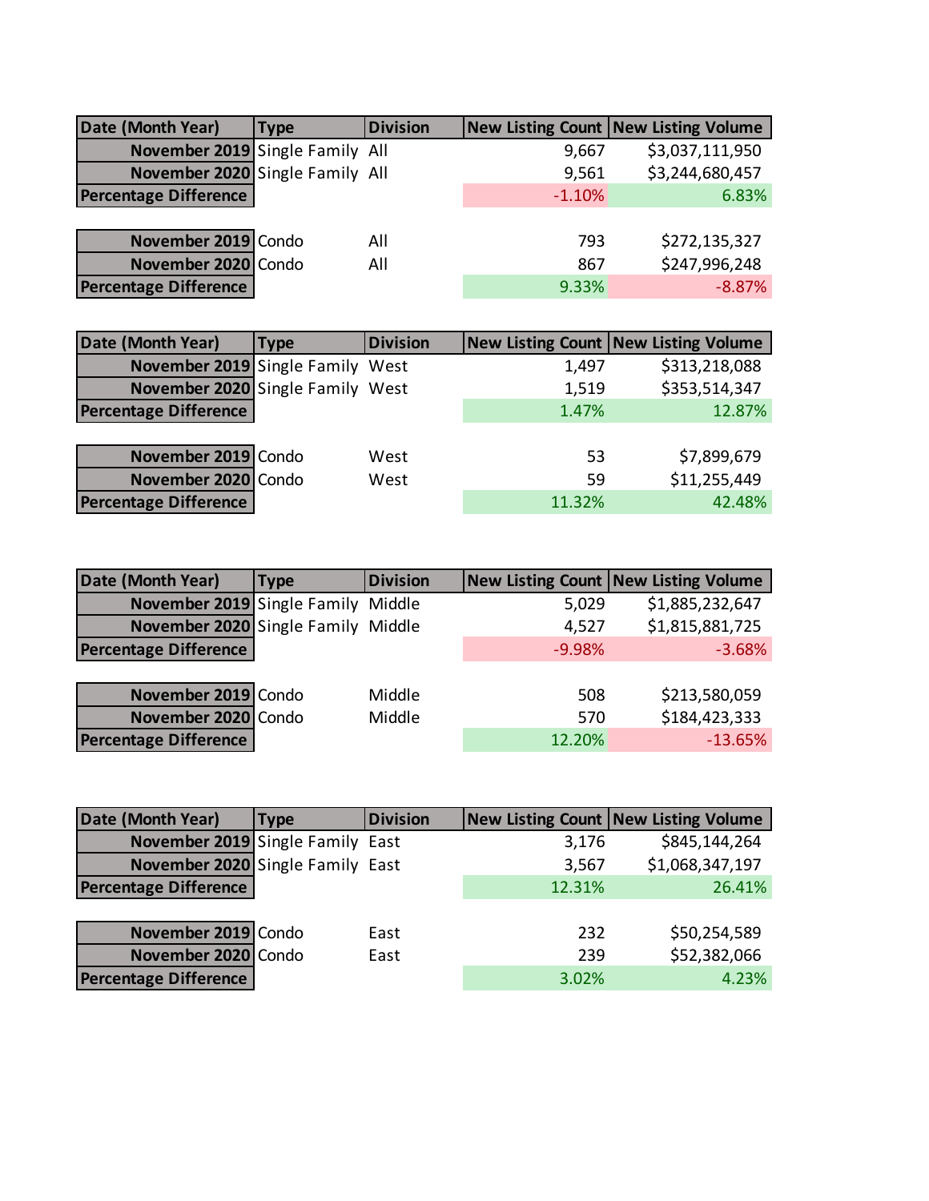| Date (Month Year) | Type | Division | New Listing Count | New Listing Volume |
|---|---|---|---|---|
| November 2019 | Single Family | All | 9,667 | $3,037,111,950 |
| November 2020 | Single Family | All | 9,561 | $3,244,680,457 |
| Percentage Difference | | | -1.10% | 6.83% |
| | | | | |
| November 2019 | Condo | All | 793 | $272,135,327 |
| November 2020 | Condo | All | 867 | $247,996,248 |
| Percentage Difference | | | 9.33% | -8.87% |

| Date (Month Year) | Type | Division | New Listing Count | New Listing Volume |
|---|---|---|---|---|
| November 2019 | Single Family | West | 1,497 | $313,218,088 |
| November 2020 | Single Family | West | 1,519 | $353,514,347 |
| Percentage Difference | | | 1.47% | 12.87% |
| | | | | |
| November 2019 | Condo | West | 53 | $7,899,679 |
| November 2020 | Condo | West | 59 | $11,255,449 |
| Percentage Difference | | | 11.32% | 42.48% |

| Date (Month Year) | Type | Division | New Listing Count | New Listing Volume |
|---|---|---|---|---|
| November 2019 | Single Family | Middle | 5,029 | $1,885,232,647 |
| November 2020 | Single Family | Middle | 4,527 | $1,815,881,725 |
| Percentage Difference | | | -9.98% | -3.68% |
| | | | | |
| November 2019 | Condo | Middle | 508 | $213,580,059 |
| November 2020 | Condo | Middle | 570 | $184,423,333 |
| Percentage Difference | | | 12.20% | -13.65% |

| Date (Month Year) | Type | Division | New Listing Count | New Listing Volume |
|---|---|---|---|---|
| November 2019 | Single Family | East | 3,176 | $845,144,264 |
| November 2020 | Single Family | East | 3,567 | $1,068,347,197 |
| Percentage Difference | | | 12.31% | 26.41% |
| | | | | |
| November 2019 | Condo | East | 232 | $50,254,589 |
| November 2020 | Condo | East | 239 | $52,382,066 |
| Percentage Difference | | | 3.02% | 4.23% |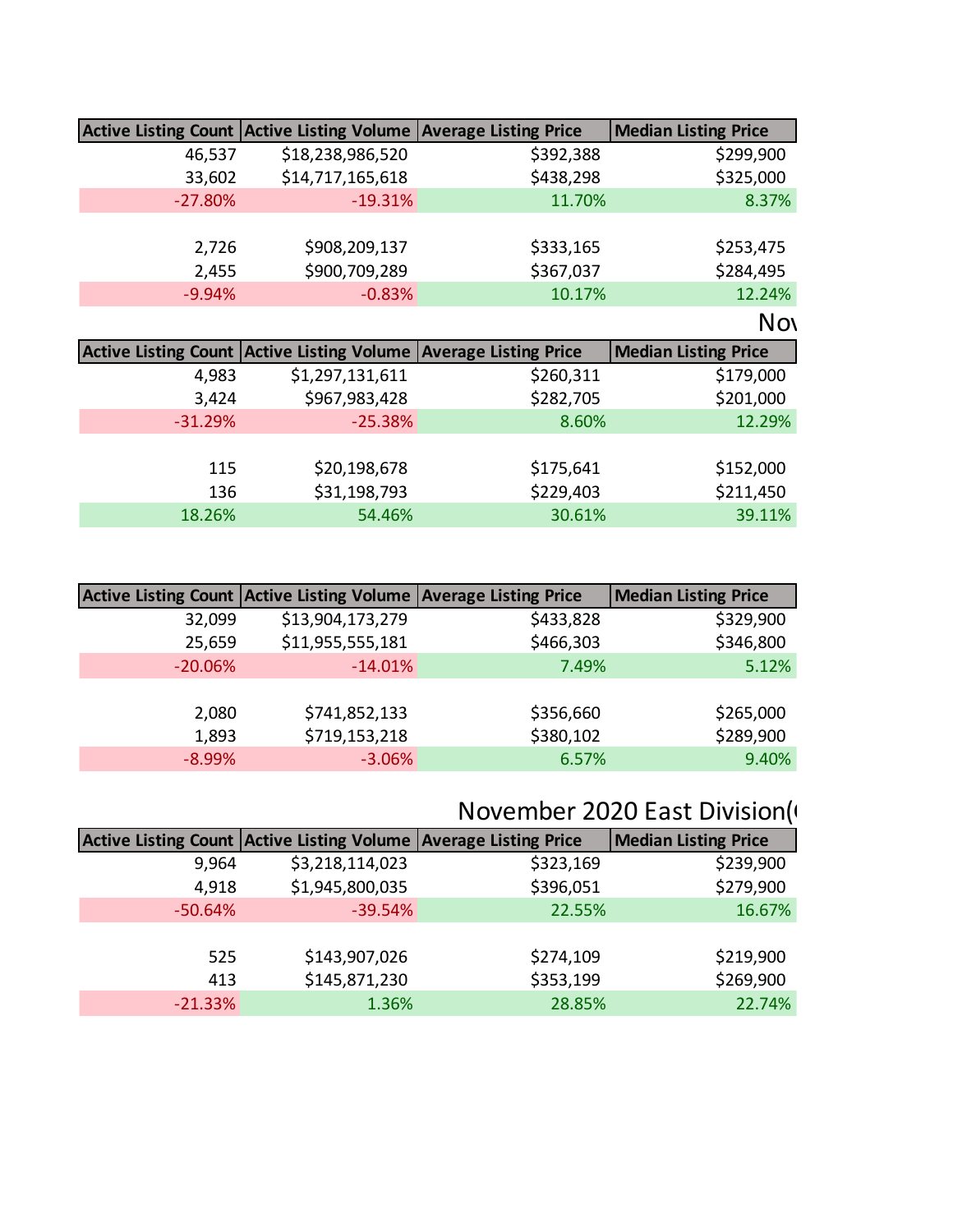| Active Listing Count | Active Listing Volume | Average Listing Price | Median Listing Price |
|---|---|---|---|
| 46,537 | $18,238,986,520 | $392,388 | $299,900 |
| 33,602 | $14,717,165,618 | $438,298 | $325,000 |
| -27.80% | -19.31% | 11.70% | 8.37% |
| | | | |
| 2,726 | $908,209,137 | $333,165 | $253,475 |
| 2,455 | $900,709,289 | $367,037 | $284,495 |
| -9.94% | -0.83% | 10.17% | 12.24% |

Nov

| Active Listing Count | Active Listing Volume | Average Listing Price | Median Listing Price |
|---|---|---|---|
| 4,983 | $1,297,131,611 | $260,311 | $179,000 |
| 3,424 | $967,983,428 | $282,705 | $201,000 |
| -31.29% | -25.38% | 8.60% | 12.29% |
| | | | |
| 115 | $20,198,678 | $175,641 | $152,000 |
| 136 | $31,198,793 | $229,403 | $211,450 |
| 18.26% | 54.46% | 30.61% | 39.11% |

| Active Listing Count | Active Listing Volume | Average Listing Price | Median Listing Price |
|---|---|---|---|
| 32,099 | $13,904,173,279 | $433,828 | $329,900 |
| 25,659 | $11,955,555,181 | $466,303 | $346,800 |
| -20.06% | -14.01% | 7.49% | 5.12% |
| | | | |
| 2,080 | $741,852,133 | $356,660 | $265,000 |
| 1,893 | $719,153,218 | $380,102 | $289,900 |
| -8.99% | -3.06% | 6.57% | 9.40% |

## November 2020 East Division(

| Active Listing Count | Active Listing Volume | Average Listing Price | Median Listing Price |
|---|---|---|---|
| 9,964 | $3,218,114,023 | $323,169 | $239,900 |
| 4,918 | $1,945,800,035 | $396,051 | $279,900 |
| -50.64% | -39.54% | 22.55% | 16.67% |
| | | | |
| 525 | $143,907,026 | $274,109 | $219,900 |
| 413 | $145,871,230 | $353,199 | $269,900 |
| -21.33% | 1.36% | 28.85% | 22.74% |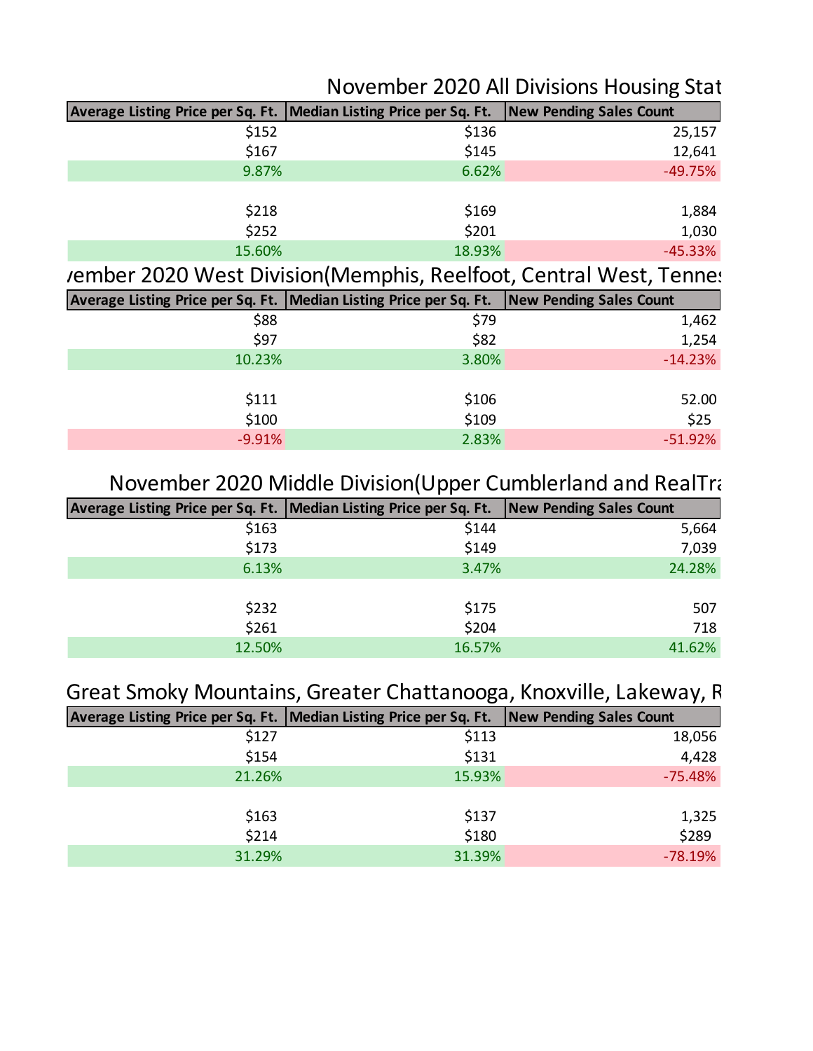# November 2020 All Divisions Housing Stat

| Average Listing Price per Sq. Ft. | Median Listing Price per Sq. Ft. | New Pending Sales Count |
|---|---|---|
| $152 | $136 | 25,157 |
| $167 | $145 | 12,641 |
| 9.87% | 6.62% | -49.75% |
| | | |
| $218 | $169 | 1,884 |
| $252 | $201 | 1,030 |
| 15.60% | 18.93% | -45.33% |

# vember 2020 West Division(Memphis, Reelfoot, Central West, Tennes

| Average Listing Price per Sq. Ft. | Median Listing Price per Sq. Ft. | New Pending Sales Count |
|---|---|---|
| $88 | $79 | 1,462 |
| $97 | $82 | 1,254 |
| 10.23% | 3.80% | -14.23% |
| | | |
| $111 | $106 | 52.00 |
| $100 | $109 | $25 |
| -9.91% | 2.83% | -51.92% |

# November 2020 Middle Division(Upper Cumblerland and RealTra

| Average Listing Price per Sq. Ft. | Median Listing Price per Sq. Ft. | New Pending Sales Count |
|---|---|---|
| $163 | $144 | 5,664 |
| $173 | $149 | 7,039 |
| 6.13% | 3.47% | 24.28% |
| | | |
| $232 | $175 | 507 |
| $261 | $204 | 718 |
| 12.50% | 16.57% | 41.62% |

# Great Smoky Mountains, Greater Chattanooga, Knoxville, Lakeway, R

| Average Listing Price per Sq. Ft. | Median Listing Price per Sq. Ft. | New Pending Sales Count |
|---|---|---|
| $127 | $113 | 18,056 |
| $154 | $131 | 4,428 |
| 21.26% | 15.93% | -75.48% |
| | | |
| $163 | $137 | 1,325 |
| $214 | $180 | $289 |
| 31.29% | 31.39% | -78.19% |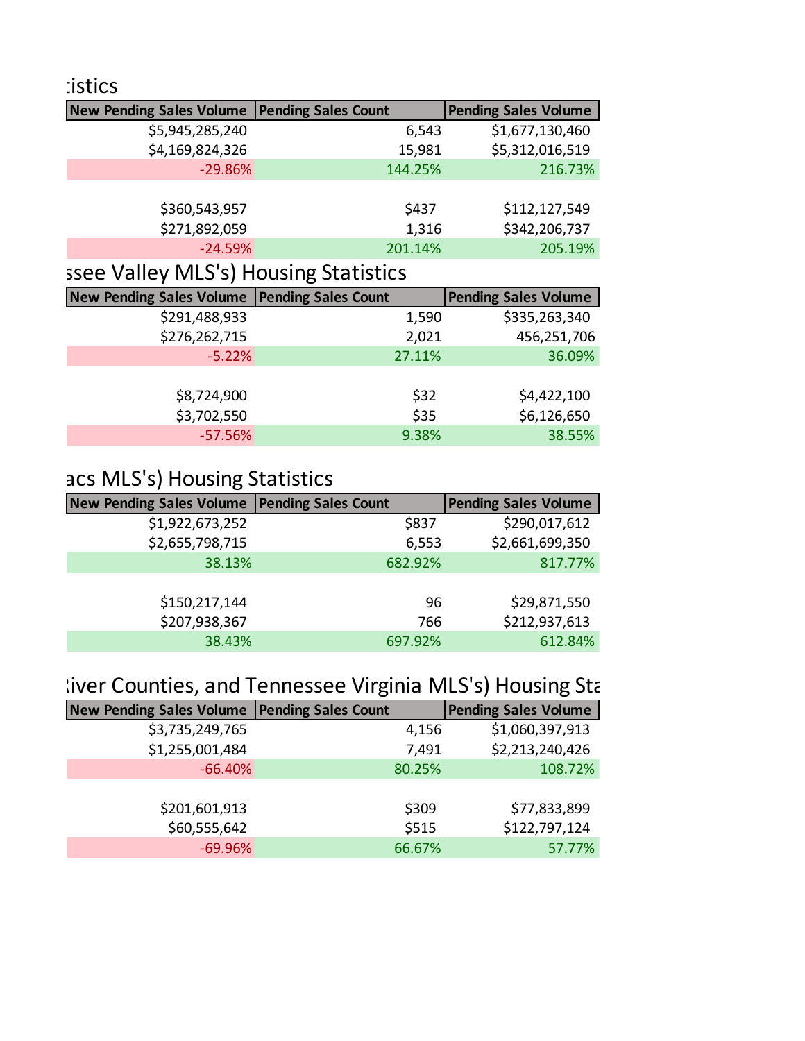## tistics

| New Pending Sales Volume | Pending Sales Count | Pending Sales Volume |
|---|---|---|
| $5,945,285,240 | 6,543 | $1,677,130,460 |
| $4,169,824,326 | 15,981 | $5,312,016,519 |
| -29.86% | 144.25% | 216.73% |
| | | |
| $360,543,957 | $437 | $112,127,549 |
| $271,892,059 | 1,316 | $342,206,737 |
| -24.59% | 201.14% | 205.19% |

## ssee Valley MLS's) Housing Statistics

| New Pending Sales Volume | Pending Sales Count | Pending Sales Volume |
|---|---|---|
| $291,488,933 | 1,590 | $335,263,340 |
| $276,262,715 | 2,021 | 456,251,706 |
| -5.22% | 27.11% | 36.09% |
| | | |
| $8,724,900 | $32 | $4,422,100 |
| $3,702,550 | $35 | $6,126,650 |
| -57.56% | 9.38% | 38.55% |

## acs MLS's) Housing Statistics

| New Pending Sales Volume | Pending Sales Count | Pending Sales Volume |
|---|---|---|
| $1,922,673,252 | $837 | $290,017,612 |
| $2,655,798,715 | 6,553 | $2,661,699,350 |
| 38.13% | 682.92% | 817.77% |
| | | |
| $150,217,144 | 96 | $29,871,550 |
| $207,938,367 | 766 | $212,937,613 |
| 38.43% | 697.92% | 612.84% |

## iver Counties, and Tennessee Virginia MLS's) Housing Sta

| New Pending Sales Volume | Pending Sales Count | Pending Sales Volume |
|---|---|---|
| $3,735,249,765 | 4,156 | $1,060,397,913 |
| $1,255,001,484 | 7,491 | $2,213,240,426 |
| -66.40% | 80.25% | 108.72% |
| | | |
| $201,601,913 | $309 | $77,833,899 |
| $60,555,642 | $515 | $122,797,124 |
| -69.96% | 66.67% | 57.77% |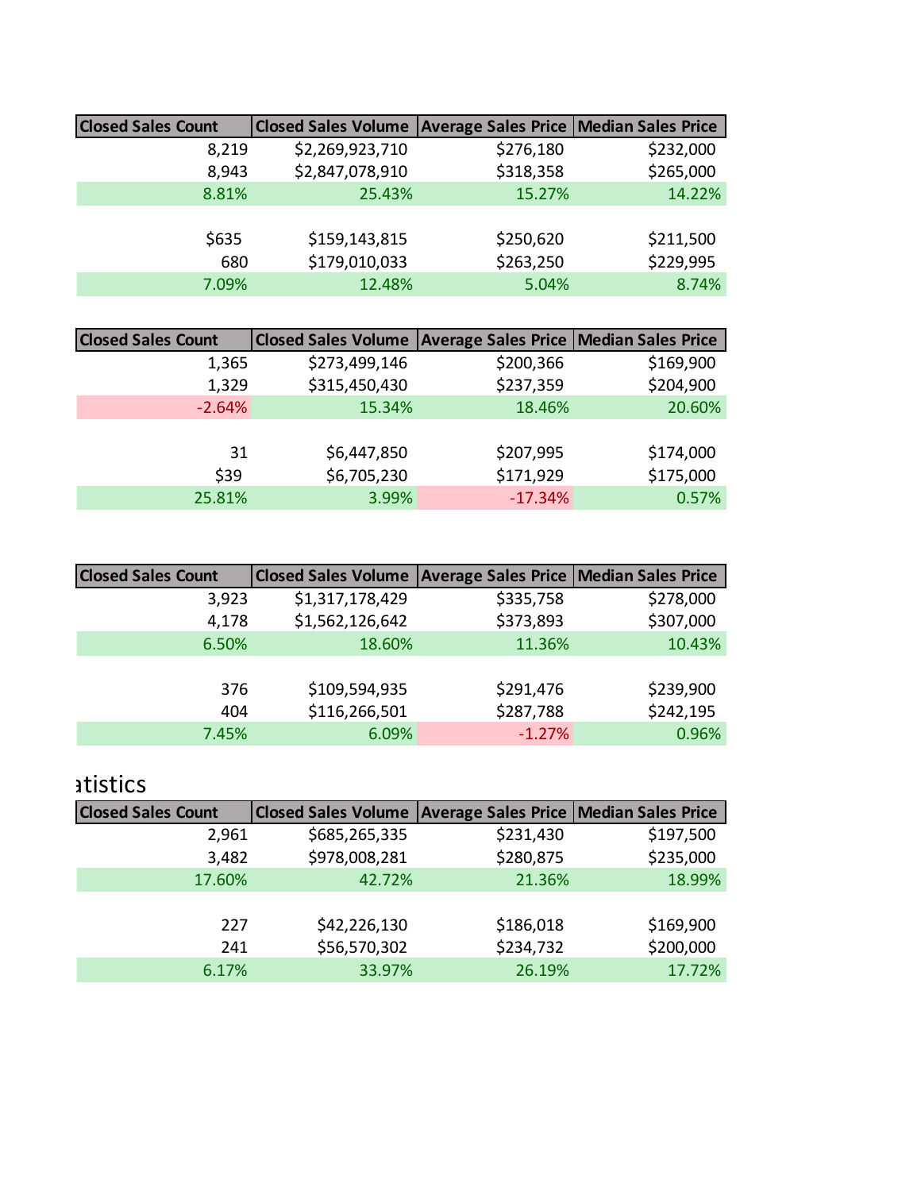| Closed Sales Count | Closed Sales Volume | Average Sales Price | Median Sales Price |
|---|---|---|---|
| 8,219 | $2,269,923,710 | $276,180 | $232,000 |
| 8,943 | $2,847,078,910 | $318,358 | $265,000 |
| 8.81% | 25.43% | 15.27% | 14.22% |
| | | | |
| $635 | $159,143,815 | $250,620 | $211,500 |
| 680 | $179,010,033 | $263,250 | $229,995 |
| 7.09% | 12.48% | 5.04% | 8.74% |

| Closed Sales Count | Closed Sales Volume | Average Sales Price | Median Sales Price |
|---|---|---|---|
| 1,365 | $273,499,146 | $200,366 | $169,900 |
| 1,329 | $315,450,430 | $237,359 | $204,900 |
| -2.64% | 15.34% | 18.46% | 20.60% |
| | | | |
| 31 | $6,447,850 | $207,995 | $174,000 |
| $39 | $6,705,230 | $171,929 | $175,000 |
| 25.81% | 3.99% | -17.34% | 0.57% |

| Closed Sales Count | Closed Sales Volume | Average Sales Price | Median Sales Price |
|---|---|---|---|
| 3,923 | $1,317,178,429 | $335,758 | $278,000 |
| 4,178 | $1,562,126,642 | $373,893 | $307,000 |
| 6.50% | 18.60% | 11.36% | 10.43% |
| | | | |
| 376 | $109,594,935 | $291,476 | $239,900 |
| 404 | $116,266,501 | $287,788 | $242,195 |
| 7.45% | 6.09% | -1.27% | 0.96% |

atistics

| Closed Sales Count | Closed Sales Volume | Average Sales Price | Median Sales Price |
|---|---|---|---|
| 2,961 | $685,265,335 | $231,430 | $197,500 |
| 3,482 | $978,008,281 | $280,875 | $235,000 |
| 17.60% | 42.72% | 21.36% | 18.99% |
| | | | |
| 227 | $42,226,130 | $186,018 | $169,900 |
| 241 | $56,570,302 | $234,732 | $200,000 |
| 6.17% | 33.97% | 26.19% | 17.72% |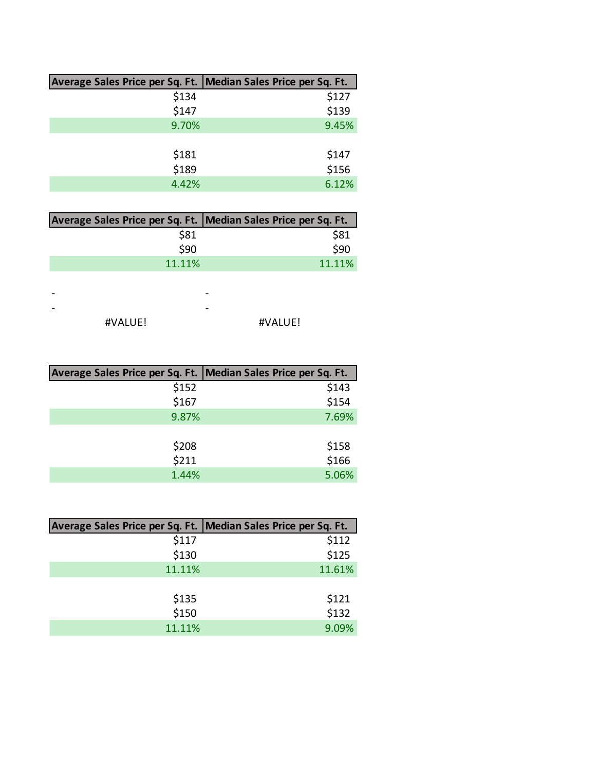| Average Sales Price per Sq. Ft. | Median Sales Price per Sq. Ft. |
|---|---|
| $134 | $127 |
| $147 | $139 |
| 9.70% | 9.45% |
| | |
| $181 | $147 |
| $189 | $156 |
| 4.42% | 6.12% |

| Average Sales Price per Sq. Ft. | Median Sales Price per Sq. Ft. |
|---|---|
| $81 | $81 |
| $90 | $90 |
| 11.11% | 11.11% |
| | |
| - | - |
| - | - |
| #VALUE! | #VALUE! |

| Average Sales Price per Sq. Ft. | Median Sales Price per Sq. Ft. |
|---|---|
| $152 | $143 |
| $167 | $154 |
| 9.87% | 7.69% |
| | |
| $208 | $158 |
| $211 | $166 |
| 1.44% | 5.06% |

| Average Sales Price per Sq. Ft. | Median Sales Price per Sq. Ft. |
|---|---|
| $117 | $112 |
| $130 | $125 |
| 11.11% | 11.61% |
| | |
| $135 | $121 |
| $150 | $132 |
| 11.11% | 9.09% |